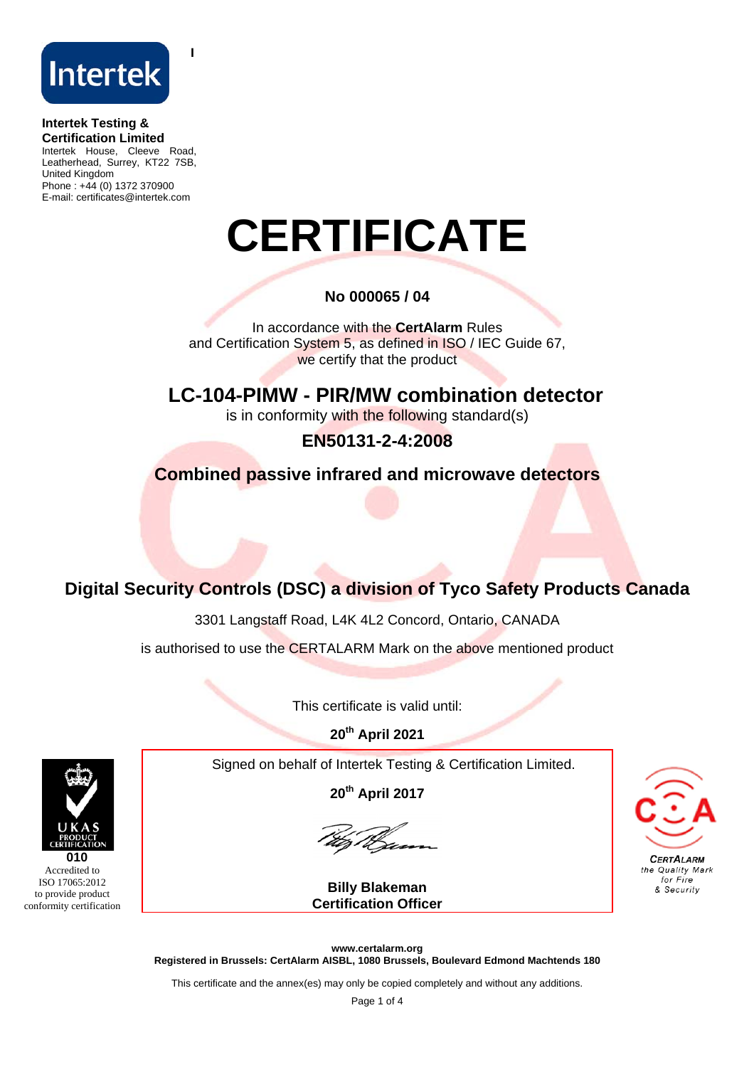Intertek

**Intertek Testing & Certification Limited**
Intertek House, Cleeve Road, Leatherhead, Surrey, KT22 7SB, United Kingdom
Phone : +44 (0) 1372 370900
E-mail: certificates@intertek.com

# CERTIFICATE

**No 000065 / 04**

In accordance with the **CertAlarm** Rules
and Certification System 5, as defined in ISO / IEC Guide 67,
we certify that the product

## LC-104-PIMW - PIR/MW combination detector

is in conformity with the following standard(s)

**EN50131-2-4:2008**

**Combined passive infrared and microwave detectors**

**Digital Security Controls (DSC) a division of Tyco Safety Products Canada**

3301 Langstaff Road, L4K 4L2 Concord, Ontario, CANADA

is authorised to use the CERTALARM Mark on the above mentioned product

This certificate is valid until:

**20th April 2021**

Signed on behalf of Intertek Testing & Certification Limited.

**20th April 2017**

**Billy Blakeman**
**Certification Officer**

UKAS PRODUCT CERTIFICATION
**010**
Accredited to ISO 17065:2012 to provide product conformity certification

CERTALARM
the Quality Mark for Fire & Security

**www.certalarm.org**
**Registered in Brussels: CertAlarm AISBL, 1080 Brussels, Boulevard Edmond Machtends 180**

This certificate and the annex(es) may only be copied completely and without any additions.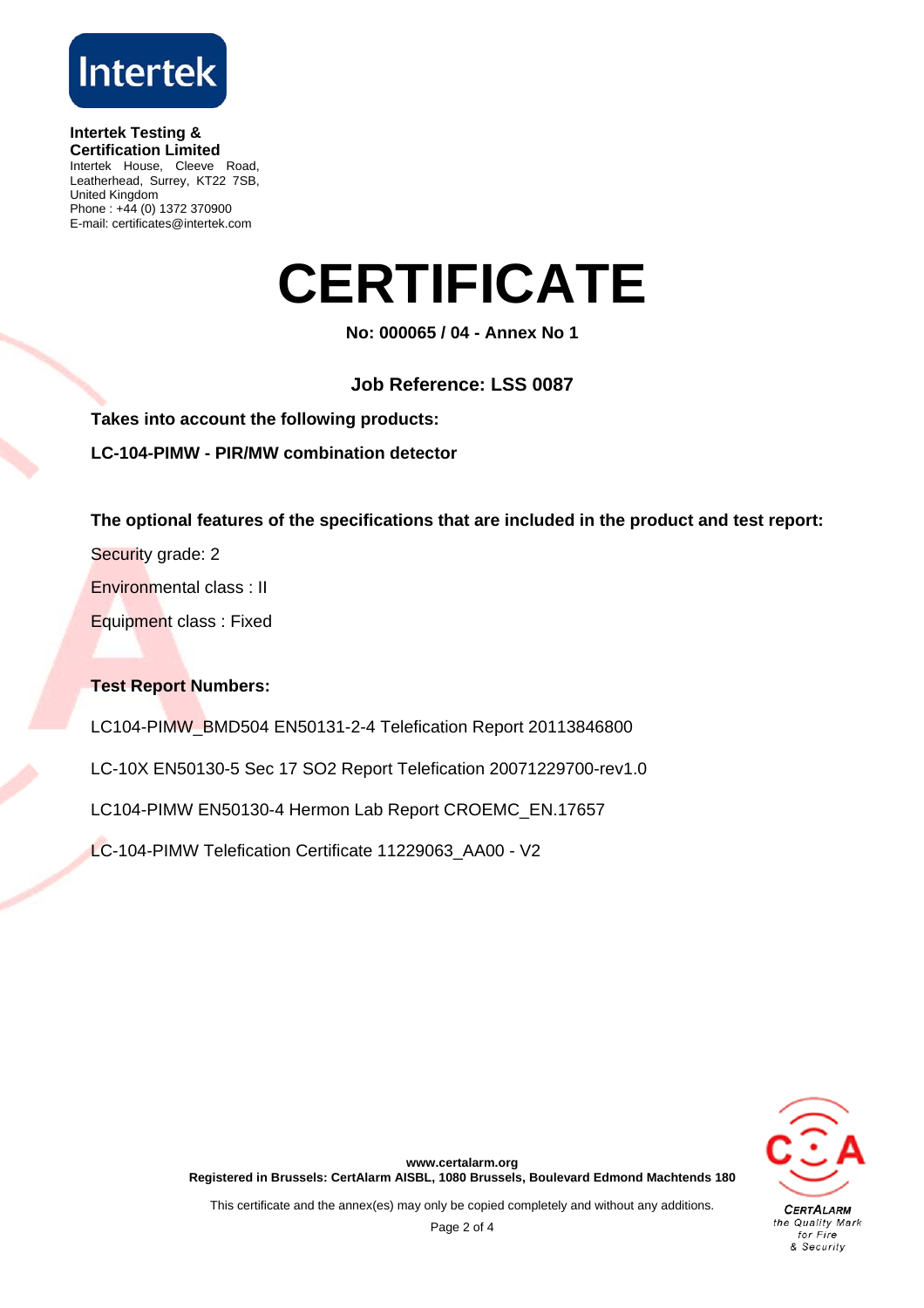**Intertek Testing & Certification Limited**
Intertek House, Cleeve Road, Leatherhead, Surrey, KT22 7SB, United Kingdom
Phone : +44 (0) 1372 370900
E-mail: certificates@intertek.com

# CERTIFICATE

**No: 000065 / 04 - Annex No 1**

**Job Reference: LSS 0087**

**Takes into account the following products:**

**LC-104-PIMW - PIR/MW combination detector**

**The optional features of the specifications that are included in the product and test report:**

Security grade: 2

Environmental class : II

Equipment class : Fixed

**Test Report Numbers:**

LC104-PIMW_BMD504 EN50131-2-4 Telefication Report 20113846800

LC-10X EN50130-5 Sec 17 SO2 Report Telefication 20071229700-rev1.0

LC104-PIMW EN50130-4 Hermon Lab Report CROEMC_EN.17657

LC-104-PIMW Telefication Certificate 11229063_AA00 - V2

**www.certalarm.org**
**Registered in Brussels: CertAlarm AISBL, 1080 Brussels, Boulevard Edmond Machtends 180**

This certificate and the annex(es) may only be copied completely and without any additions.

CERTALARM the Quality Mark for Fire & Security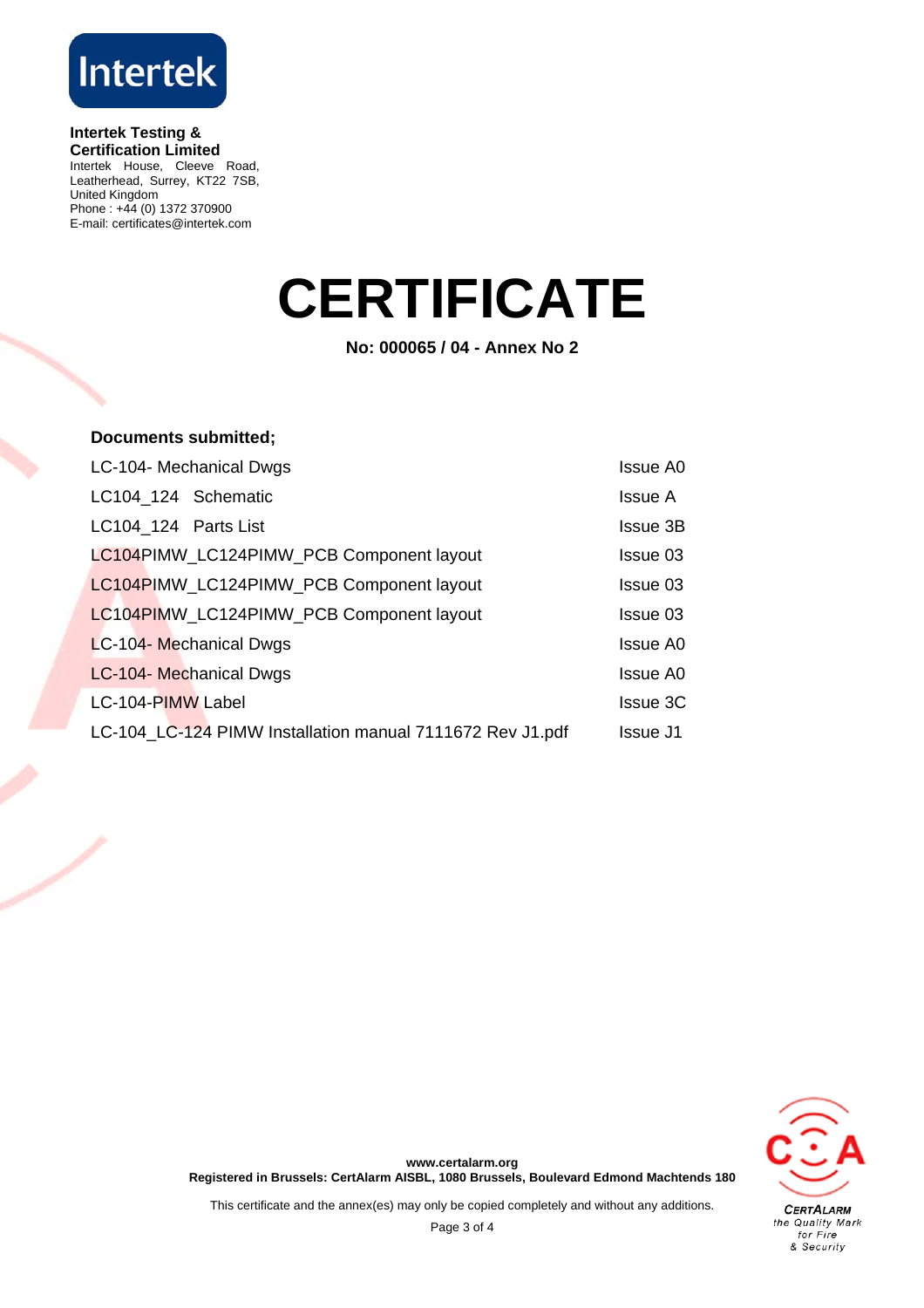**Intertek Testing & Certification Limited**
Intertek House, Cleeve Road, Leatherhead, Surrey, KT22 7SB, United Kingdom
Phone : +44 (0) 1372 370900
E-mail: certificates@intertek.com

# CERTIFICATE

**No: 000065 / 04 - Annex No 2**

**Documents submitted;**

| Document | Issue |
|---|---|
| LC-104- Mechanical Dwgs | Issue A0 |
| LC104_124 Schematic | Issue A |
| LC104_124 Parts List | Issue 3B |
| LC104PIMW_LC124PIMW_PCB Component layout | Issue 03 |
| LC104PIMW_LC124PIMW_PCB Component layout | Issue 03 |
| LC104PIMW_LC124PIMW_PCB Component layout | Issue 03 |
| LC-104- Mechanical Dwgs | Issue A0 |
| LC-104- Mechanical Dwgs | Issue A0 |
| LC-104-PIMW Label | Issue 3C |
| LC-104_LC-124 PIMW Installation manual 7111672 Rev J1.pdf | Issue J1 |

**www.certalarm.org**
**Registered in Brussels: CertAlarm AISBL, 1080 Brussels, Boulevard Edmond Machtends 180**

This certificate and the annex(es) may only be copied completely and without any additions.

CERTALARM the Quality Mark for Fire & Security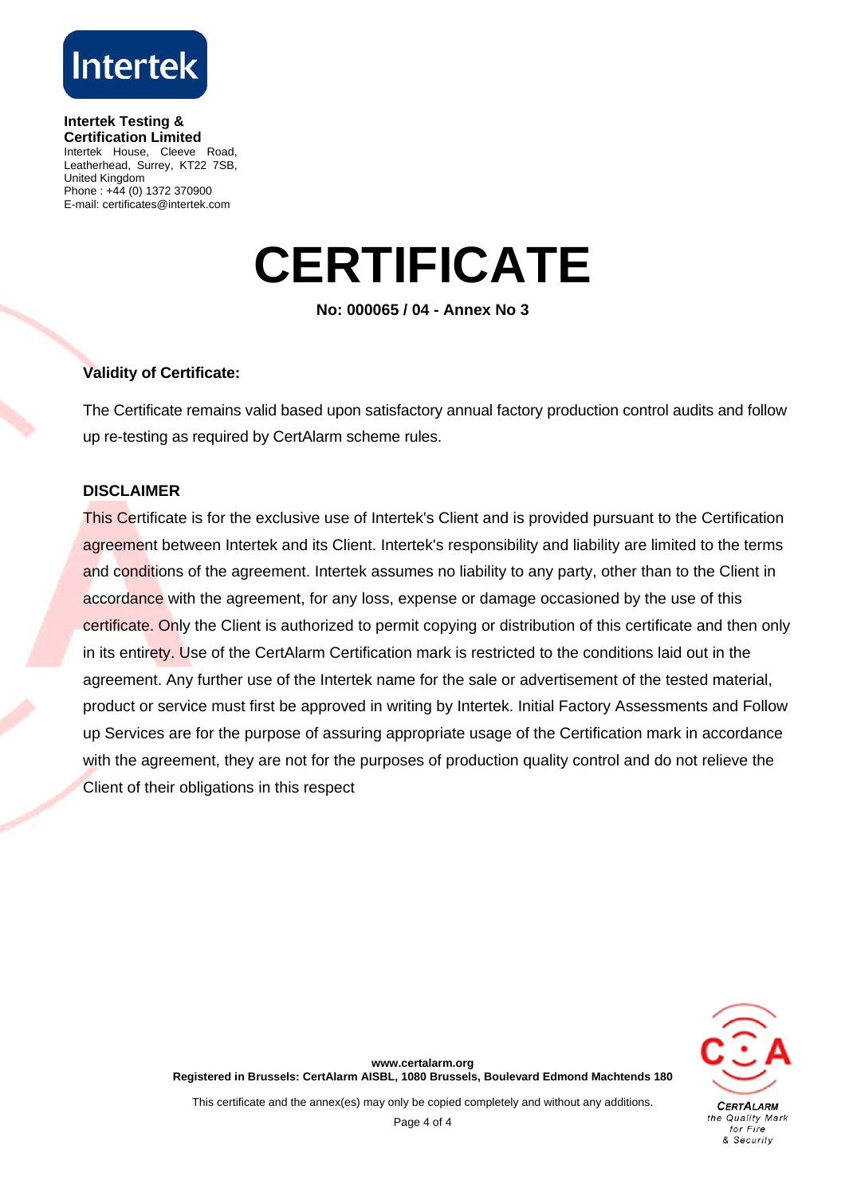**Intertek Testing & Certification Limited**
Intertek House, Cleeve Road, Leatherhead, Surrey, KT22 7SB, United Kingdom
Phone : +44 (0) 1372 370900
E-mail: certificates@intertek.com

# CERTIFICATE

**No: 000065 / 04 - Annex No 3**

**Validity of Certificate:**

The Certificate remains valid based upon satisfactory annual factory production control audits and follow up re-testing as required by CertAlarm scheme rules.

**DISCLAIMER**

This Certificate is for the exclusive use of Intertek's Client and is provided pursuant to the Certification agreement between Intertek and its Client. Intertek's responsibility and liability are limited to the terms and conditions of the agreement. Intertek assumes no liability to any party, other than to the Client in accordance with the agreement, for any loss, expense or damage occasioned by the use of this certificate. Only the Client is authorized to permit copying or distribution of this certificate and then only in its entirety. Use of the CertAlarm Certification mark is restricted to the conditions laid out in the agreement. Any further use of the Intertek name for the sale or advertisement of the tested material, product or service must first be approved in writing by Intertek. Initial Factory Assessments and Follow up Services are for the purpose of assuring appropriate usage of the Certification mark in accordance with the agreement, they are not for the purposes of production quality control and do not relieve the Client of their obligations in this respect

**www.certalarm.org**
**Registered in Brussels: CertAlarm AISBL, 1080 Brussels, Boulevard Edmond Machtends 180**

This certificate and the annex(es) may only be copied completely and without any additions.

CERTALARM the Quality Mark for Fire & Security